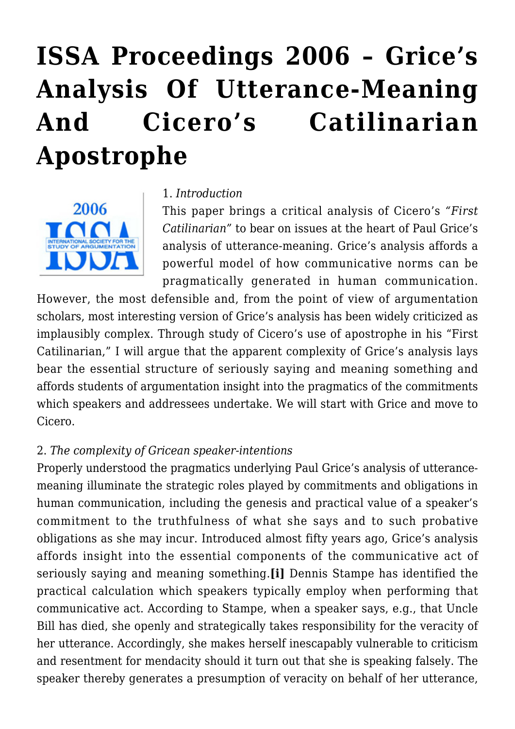# ISSA Proceedings 2006 – Grice's Analysis Of Utterance-Meaning And Cicero's Catilinarian Apostrophe

1. *Introduction*

This paper brings a critical analysis of Cicero's *"First Catilinarian"* to bear on issues at the heart of Paul Grice's analysis of utterance-meaning. Grice's analysis affords a powerful model of how communicative norms can be pragmatically generated in human communication. However, the most defensible and, from the point of view of argumentation scholars, most interesting version of Grice's analysis has been widely criticized as implausibly complex. Through study of Cicero's use of apostrophe in his "First Catilinarian," I will argue that the apparent complexity of Grice's analysis lays bear the essential structure of seriously saying and meaning something and affords students of argumentation insight into the pragmatics of the commitments which speakers and addressees undertake. We will start with Grice and move to Cicero.

2. *The complexity of Gricean speaker-intentions*

Properly understood the pragmatics underlying Paul Grice's analysis of utterance-meaning illuminate the strategic roles played by commitments and obligations in human communication, including the genesis and practical value of a speaker's commitment to the truthfulness of what she says and to such probative obligations as she may incur. Introduced almost fifty years ago, Grice's analysis affords insight into the essential components of the communicative act of seriously saying and meaning something.**[i]** Dennis Stampe has identified the practical calculation which speakers typically employ when performing that communicative act. According to Stampe, when a speaker says, e.g., that Uncle Bill has died, she openly and strategically takes responsibility for the veracity of her utterance. Accordingly, she makes herself inescapably vulnerable to criticism and resentment for mendacity should it turn out that she is speaking falsely. The speaker thereby generates a presumption of veracity on behalf of her utterance,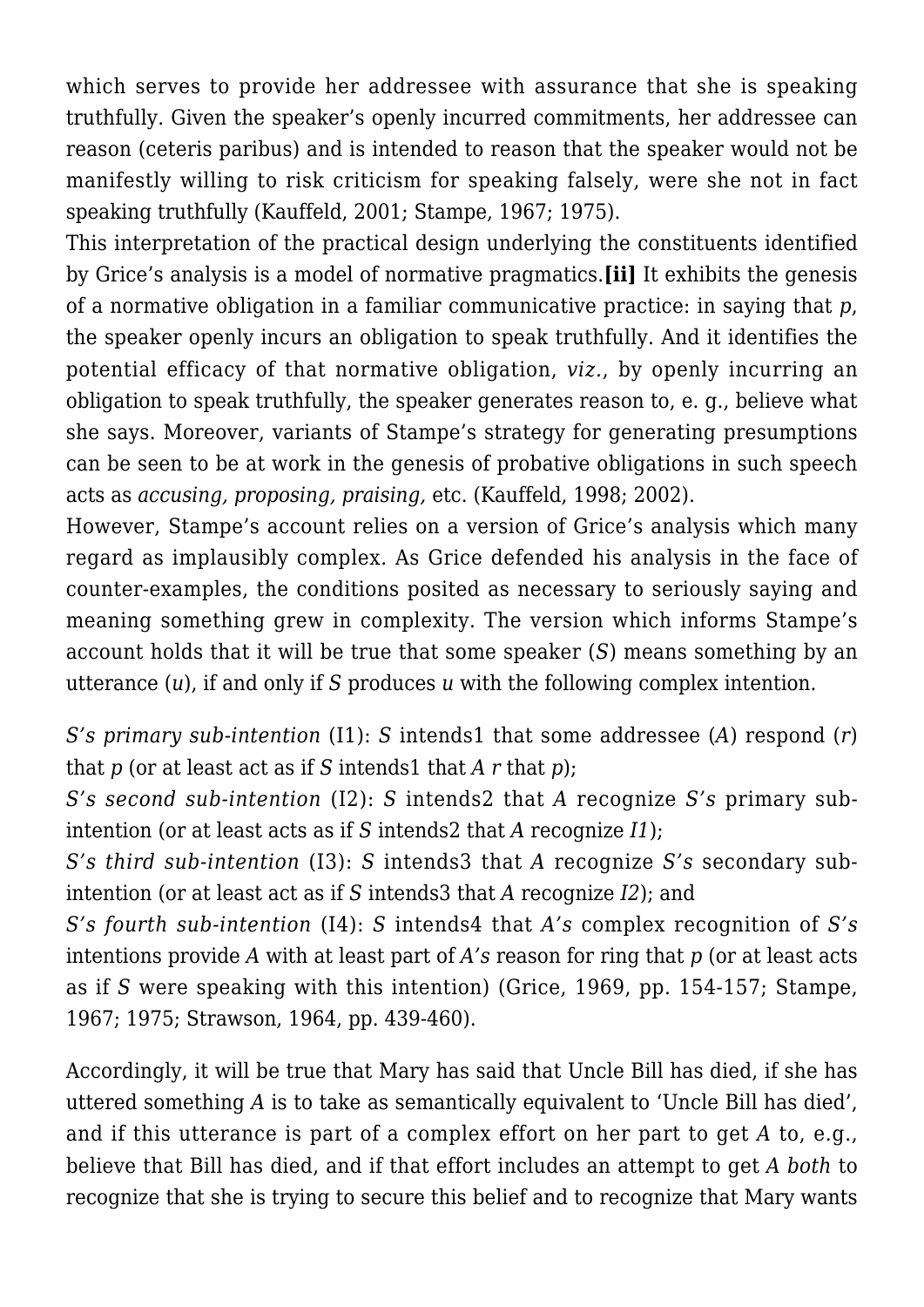which serves to provide her addressee with assurance that she is speaking truthfully. Given the speaker's openly incurred commitments, her addressee can reason (ceteris paribus) and is intended to reason that the speaker would not be manifestly willing to risk criticism for speaking falsely, were she not in fact speaking truthfully (Kauffeld, 2001; Stampe, 1967; 1975).

This interpretation of the practical design underlying the constituents identified by Grice's analysis is a model of normative pragmatics.**[ii]** It exhibits the genesis of a normative obligation in a familiar communicative practice: in saying that *p*, the speaker openly incurs an obligation to speak truthfully. And it identifies the potential efficacy of that normative obligation, *viz*., by openly incurring an obligation to speak truthfully, the speaker generates reason to, e. g., believe what she says. Moreover, variants of Stampe's strategy for generating presumptions can be seen to be at work in the genesis of probative obligations in such speech acts as *accusing, proposing, praising,* etc. (Kauffeld, 1998; 2002).

However, Stampe's account relies on a version of Grice's analysis which many regard as implausibly complex. As Grice defended his analysis in the face of counter-examples, the conditions posited as necessary to seriously saying and meaning something grew in complexity. The version which informs Stampe's account holds that it will be true that some speaker (*S*) means something by an utterance (*u*), if and only if *S* produces *u* with the following complex intention.

*S's primary sub-intention* (I1): *S* intends1 that some addressee (*A*) respond (*r*) that *p* (or at least act as if *S* intends1 that *A r* that *p*);
*S's second sub-intention* (I2): *S* intends2 that *A* recognize *S's* primary sub-intention (or at least acts as if *S* intends2 that *A* recognize *I1*);
*S's third sub-intention* (I3): *S* intends3 that *A* recognize *S's* secondary sub-intention (or at least act as if *S* intends3 that *A* recognize *I2*); and
*S's fourth sub-intention* (I4): *S* intends4 that *A's* complex recognition of *S's* intentions provide *A* with at least part of *A's* reason for ring that *p* (or at least acts as if *S* were speaking with this intention) (Grice, 1969, pp. 154-157; Stampe, 1967; 1975; Strawson, 1964, pp. 439-460).

Accordingly, it will be true that Mary has said that Uncle Bill has died, if she has uttered something *A* is to take as semantically equivalent to 'Uncle Bill has died', and if this utterance is part of a complex effort on her part to get *A* to, e.g., believe that Bill has died, and if that effort includes an attempt to get *A both* to recognize that she is trying to secure this belief and to recognize that Mary wants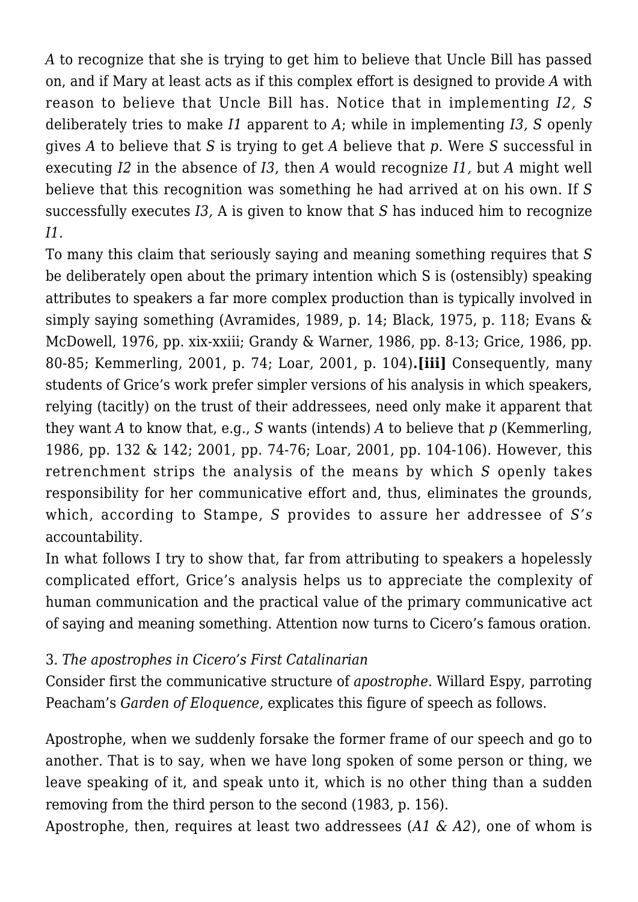*A* to recognize that she is trying to get him to believe that Uncle Bill has passed on, and if Mary at least acts as if this complex effort is designed to provide *A* with reason to believe that Uncle Bill has. Notice that in implementing *I2, S* deliberately tries to make *I1* apparent to *A*; while in implementing *I3, S* openly gives *A* to believe that *S* is trying to get *A* believe that *p.* Were *S* successful in executing *I2* in the absence of *I3*, then *A* would recognize *I1,* but *A* might well believe that this recognition was something he had arrived at on his own. If *S* successfully executes *I3,* A is given to know that *S* has induced him to recognize *I1*.

To many this claim that seriously saying and meaning something requires that *S* be deliberately open about the primary intention which S is (ostensibly) speaking attributes to speakers a far more complex production than is typically involved in simply saying something (Avramides, 1989, p. 14; Black, 1975, p. 118; Evans & McDowell, 1976, pp. xix-xxiii; Grandy & Warner, 1986, pp. 8-13; Grice, 1986, pp. 80-85; Kemmerling, 2001, p. 74; Loar, 2001, p. 104)**.[iii]** Consequently, many students of Grice's work prefer simpler versions of his analysis in which speakers, relying (tacitly) on the trust of their addressees, need only make it apparent that they want *A* to know that, e.g., *S* wants (intends) *A* to believe that *p* (Kemmerling, 1986, pp. 132 & 142; 2001, pp. 74-76; Loar, 2001, pp. 104-106). However, this retrenchment strips the analysis of the means by which *S* openly takes responsibility for her communicative effort and, thus, eliminates the grounds, which, according to Stampe, *S* provides to assure her addressee of *S's* accountability.

In what follows I try to show that, far from attributing to speakers a hopelessly complicated effort, Grice's analysis helps us to appreciate the complexity of human communication and the practical value of the primary communicative act of saying and meaning something. Attention now turns to Cicero's famous oration.

### 3. *The apostrophes in Cicero's First Catalinarian*

Consider first the communicative structure of *apostrophe.* Willard Espy, parroting Peacham's *Garden of Eloquence*, explicates this figure of speech as follows.

Apostrophe, when we suddenly forsake the former frame of our speech and go to another. That is to say, when we have long spoken of some person or thing, we leave speaking of it, and speak unto it, which is no other thing than a sudden removing from the third person to the second (1983, p. 156).

Apostrophe, then, requires at least two addressees (*A1 & A2*), one of whom is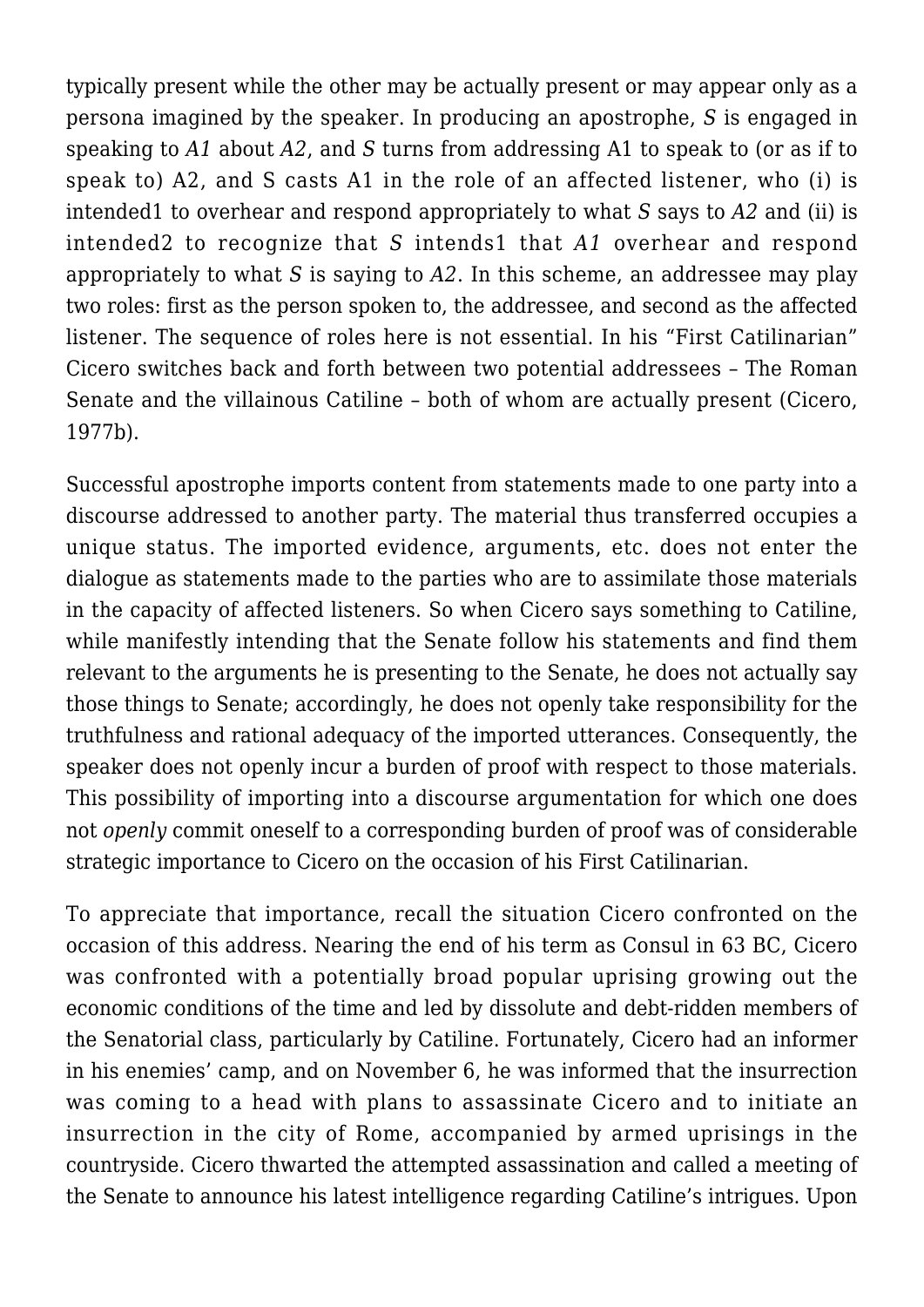typically present while the other may be actually present or may appear only as a persona imagined by the speaker. In producing an apostrophe, *S* is engaged in speaking to *A1* about *A2*, and *S* turns from addressing A1 to speak to (or as if to speak to) A2, and S casts A1 in the role of an affected listener, who (i) is intended1 to overhear and respond appropriately to what *S* says to *A2* and (ii) is intended2 to recognize that *S* intends1 that *A1* overhear and respond appropriately to what *S* is saying to *A2*. In this scheme, an addressee may play two roles: first as the person spoken to, the addressee, and second as the affected listener. The sequence of roles here is not essential. In his "First Catilinarian" Cicero switches back and forth between two potential addressees – The Roman Senate and the villainous Catiline – both of whom are actually present (Cicero, 1977b).

Successful apostrophe imports content from statements made to one party into a discourse addressed to another party. The material thus transferred occupies a unique status. The imported evidence, arguments, etc. does not enter the dialogue as statements made to the parties who are to assimilate those materials in the capacity of affected listeners. So when Cicero says something to Catiline, while manifestly intending that the Senate follow his statements and find them relevant to the arguments he is presenting to the Senate, he does not actually say those things to Senate; accordingly, he does not openly take responsibility for the truthfulness and rational adequacy of the imported utterances. Consequently, the speaker does not openly incur a burden of proof with respect to those materials. This possibility of importing into a discourse argumentation for which one does not *openly* commit oneself to a corresponding burden of proof was of considerable strategic importance to Cicero on the occasion of his First Catilinarian.

To appreciate that importance, recall the situation Cicero confronted on the occasion of this address. Nearing the end of his term as Consul in 63 BC, Cicero was confronted with a potentially broad popular uprising growing out the economic conditions of the time and led by dissolute and debt-ridden members of the Senatorial class, particularly by Catiline. Fortunately, Cicero had an informer in his enemies' camp, and on November 6, he was informed that the insurrection was coming to a head with plans to assassinate Cicero and to initiate an insurrection in the city of Rome, accompanied by armed uprisings in the countryside. Cicero thwarted the attempted assassination and called a meeting of the Senate to announce his latest intelligence regarding Catiline's intrigues. Upon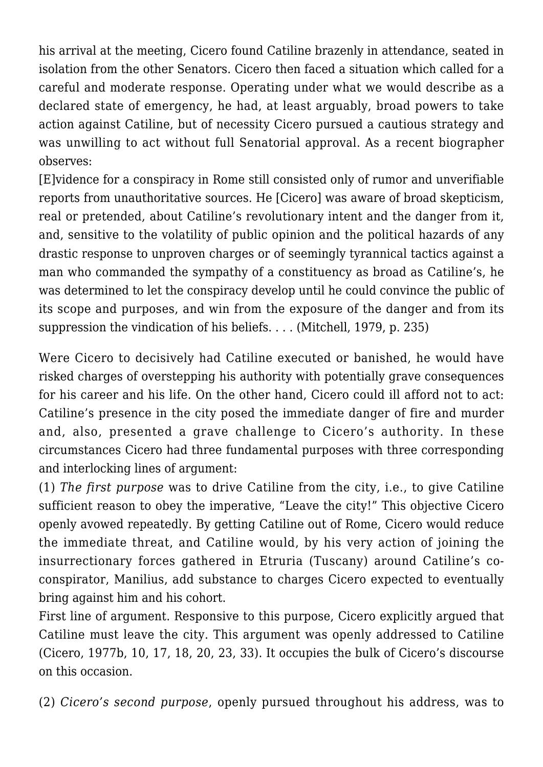his arrival at the meeting, Cicero found Catiline brazenly in attendance, seated in isolation from the other Senators. Cicero then faced a situation which called for a careful and moderate response. Operating under what we would describe as a declared state of emergency, he had, at least arguably, broad powers to take action against Catiline, but of necessity Cicero pursued a cautious strategy and was unwilling to act without full Senatorial approval. As a recent biographer observes:

[E]vidence for a conspiracy in Rome still consisted only of rumor and unverifiable reports from unauthoritative sources. He [Cicero] was aware of broad skepticism, real or pretended, about Catiline's revolutionary intent and the danger from it, and, sensitive to the volatility of public opinion and the political hazards of any drastic response to unproven charges or of seemingly tyrannical tactics against a man who commanded the sympathy of a constituency as broad as Catiline's, he was determined to let the conspiracy develop until he could convince the public of its scope and purposes, and win from the exposure of the danger and from its suppression the vindication of his beliefs. . . . (Mitchell, 1979, p. 235)

Were Cicero to decisively had Catiline executed or banished, he would have risked charges of overstepping his authority with potentially grave consequences for his career and his life. On the other hand, Cicero could ill afford not to act: Catiline's presence in the city posed the immediate danger of fire and murder and, also, presented a grave challenge to Cicero's authority. In these circumstances Cicero had three fundamental purposes with three corresponding and interlocking lines of argument:

(1) *The first purpose* was to drive Catiline from the city, i.e., to give Catiline sufficient reason to obey the imperative, "Leave the city!" This objective Cicero openly avowed repeatedly. By getting Catiline out of Rome, Cicero would reduce the immediate threat, and Catiline would, by his very action of joining the insurrectionary forces gathered in Etruria (Tuscany) around Catiline's co-conspirator, Manilius, add substance to charges Cicero expected to eventually bring against him and his cohort.

First line of argument. Responsive to this purpose, Cicero explicitly argued that Catiline must leave the city. This argument was openly addressed to Catiline (Cicero, 1977b, 10, 17, 18, 20, 23, 33). It occupies the bulk of Cicero's discourse on this occasion.

(2) *Cicero's second purpose*, openly pursued throughout his address, was to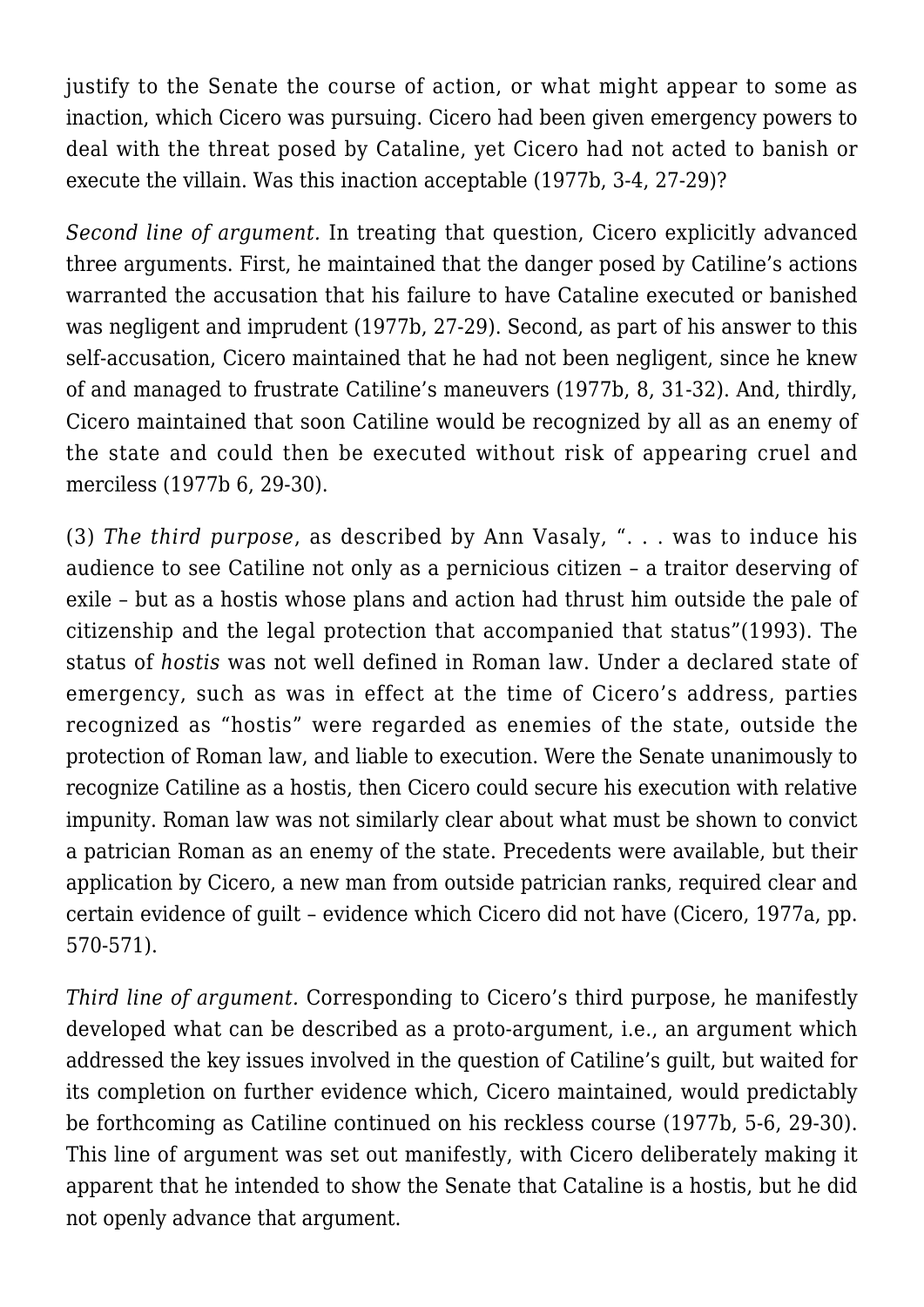justify to the Senate the course of action, or what might appear to some as inaction, which Cicero was pursuing. Cicero had been given emergency powers to deal with the threat posed by Cataline, yet Cicero had not acted to banish or execute the villain. Was this inaction acceptable (1977b, 3-4, 27-29)?

*Second line of argument.* In treating that question, Cicero explicitly advanced three arguments. First, he maintained that the danger posed by Catiline's actions warranted the accusation that his failure to have Cataline executed or banished was negligent and imprudent (1977b, 27-29). Second, as part of his answer to this self-accusation, Cicero maintained that he had not been negligent, since he knew of and managed to frustrate Catiline's maneuvers (1977b, 8, 31-32). And, thirdly, Cicero maintained that soon Catiline would be recognized by all as an enemy of the state and could then be executed without risk of appearing cruel and merciless (1977b 6, 29-30).

(3) *The third purpose*, as described by Ann Vasaly, ". . . was to induce his audience to see Catiline not only as a pernicious citizen – a traitor deserving of exile – but as a hostis whose plans and action had thrust him outside the pale of citizenship and the legal protection that accompanied that status"(1993). The status of *hostis* was not well defined in Roman law. Under a declared state of emergency, such as was in effect at the time of Cicero's address, parties recognized as "hostis" were regarded as enemies of the state, outside the protection of Roman law, and liable to execution. Were the Senate unanimously to recognize Catiline as a hostis, then Cicero could secure his execution with relative impunity. Roman law was not similarly clear about what must be shown to convict a patrician Roman as an enemy of the state. Precedents were available, but their application by Cicero, a new man from outside patrician ranks, required clear and certain evidence of guilt – evidence which Cicero did not have (Cicero, 1977a, pp. 570-571).

*Third line of argument.* Corresponding to Cicero's third purpose, he manifestly developed what can be described as a proto-argument, i.e., an argument which addressed the key issues involved in the question of Catiline's guilt, but waited for its completion on further evidence which, Cicero maintained, would predictably be forthcoming as Catiline continued on his reckless course (1977b, 5-6, 29-30). This line of argument was set out manifestly, with Cicero deliberately making it apparent that he intended to show the Senate that Cataline is a hostis, but he did not openly advance that argument.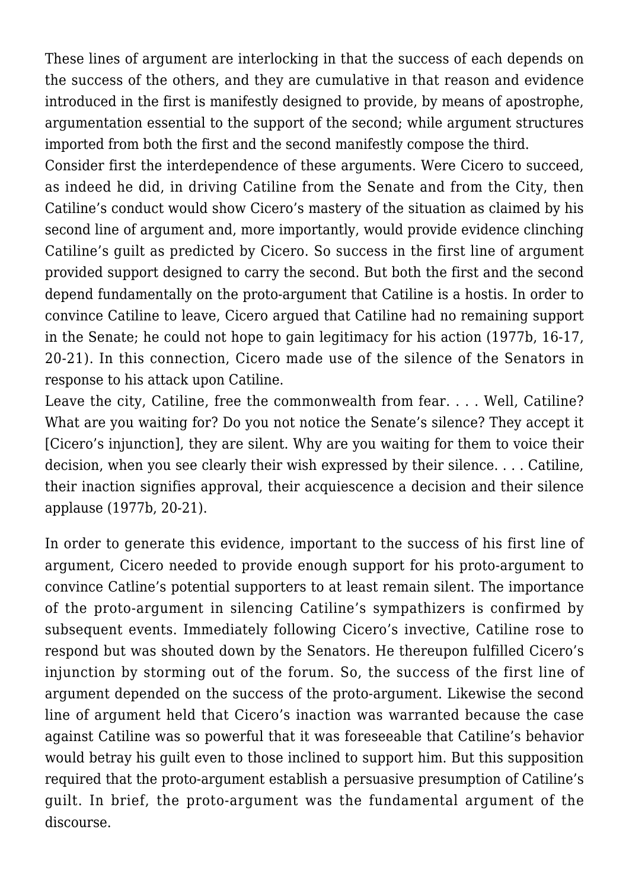These lines of argument are interlocking in that the success of each depends on the success of the others, and they are cumulative in that reason and evidence introduced in the first is manifestly designed to provide, by means of apostrophe, argumentation essential to the support of the second; while argument structures imported from both the first and the second manifestly compose the third.

Consider first the interdependence of these arguments. Were Cicero to succeed, as indeed he did, in driving Catiline from the Senate and from the City, then Catiline's conduct would show Cicero's mastery of the situation as claimed by his second line of argument and, more importantly, would provide evidence clinching Catiline's guilt as predicted by Cicero. So success in the first line of argument provided support designed to carry the second. But both the first and the second depend fundamentally on the proto-argument that Catiline is a hostis. In order to convince Catiline to leave, Cicero argued that Catiline had no remaining support in the Senate; he could not hope to gain legitimacy for his action (1977b, 16-17, 20-21). In this connection, Cicero made use of the silence of the Senators in response to his attack upon Catiline.

Leave the city, Catiline, free the commonwealth from fear. . . . Well, Catiline? What are you waiting for? Do you not notice the Senate's silence? They accept it [Cicero's injunction], they are silent. Why are you waiting for them to voice their decision, when you see clearly their wish expressed by their silence. . . . Catiline, their inaction signifies approval, their acquiescence a decision and their silence applause (1977b, 20-21).

In order to generate this evidence, important to the success of his first line of argument, Cicero needed to provide enough support for his proto-argument to convince Catline's potential supporters to at least remain silent. The importance of the proto-argument in silencing Catiline's sympathizers is confirmed by subsequent events. Immediately following Cicero's invective, Catiline rose to respond but was shouted down by the Senators. He thereupon fulfilled Cicero's injunction by storming out of the forum. So, the success of the first line of argument depended on the success of the proto-argument. Likewise the second line of argument held that Cicero's inaction was warranted because the case against Catiline was so powerful that it was foreseeable that Catiline's behavior would betray his guilt even to those inclined to support him. But this supposition required that the proto-argument establish a persuasive presumption of Catiline's guilt. In brief, the proto-argument was the fundamental argument of the discourse.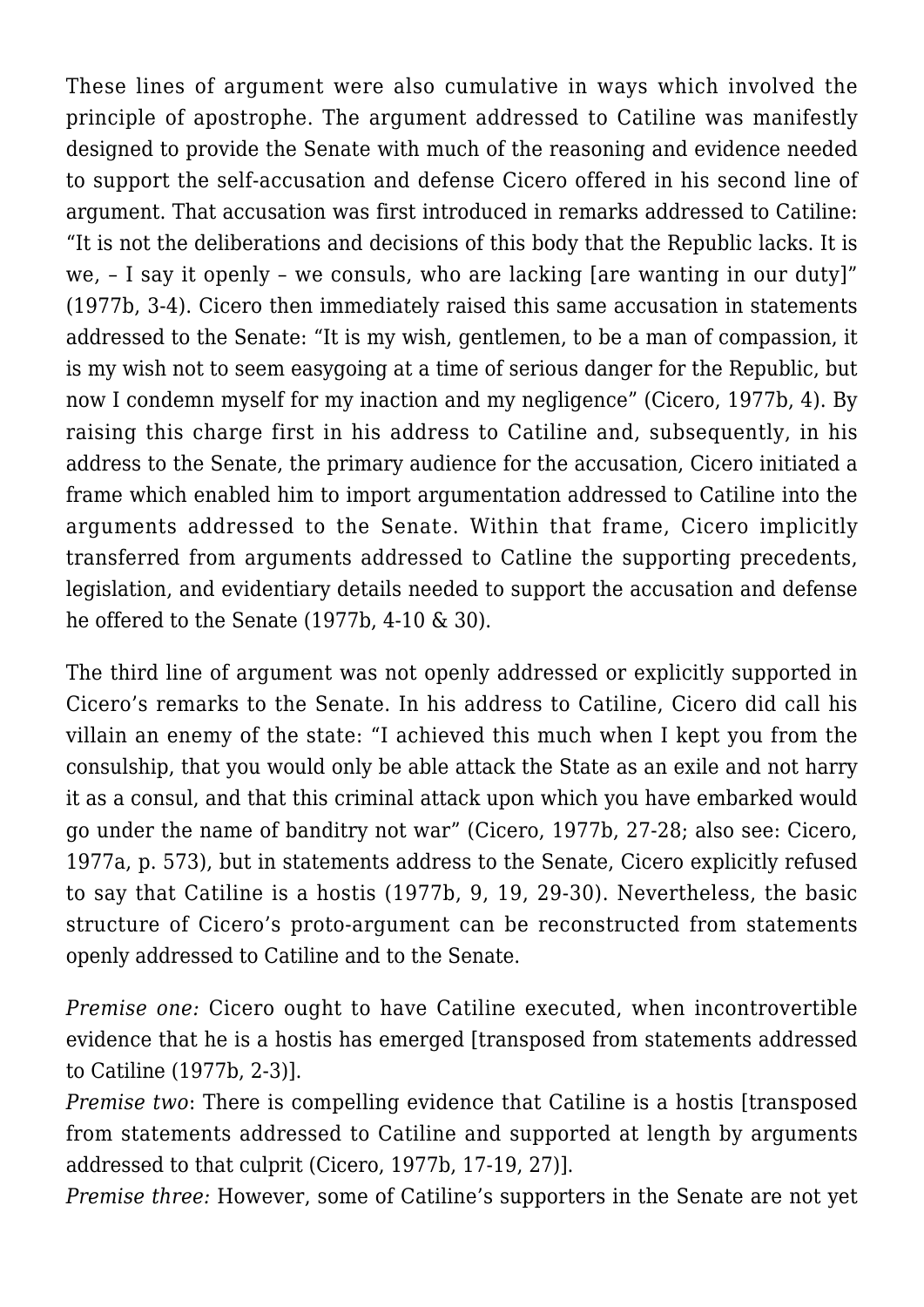These lines of argument were also cumulative in ways which involved the principle of apostrophe. The argument addressed to Catiline was manifestly designed to provide the Senate with much of the reasoning and evidence needed to support the self-accusation and defense Cicero offered in his second line of argument. That accusation was first introduced in remarks addressed to Catiline: "It is not the deliberations and decisions of this body that the Republic lacks. It is we, – I say it openly – we consuls, who are lacking [are wanting in our duty]" (1977b, 3-4). Cicero then immediately raised this same accusation in statements addressed to the Senate: "It is my wish, gentlemen, to be a man of compassion, it is my wish not to seem easygoing at a time of serious danger for the Republic, but now I condemn myself for my inaction and my negligence" (Cicero, 1977b, 4). By raising this charge first in his address to Catiline and, subsequently, in his address to the Senate, the primary audience for the accusation, Cicero initiated a frame which enabled him to import argumentation addressed to Catiline into the arguments addressed to the Senate. Within that frame, Cicero implicitly transferred from arguments addressed to Catline the supporting precedents, legislation, and evidentiary details needed to support the accusation and defense he offered to the Senate (1977b, 4-10 & 30).

The third line of argument was not openly addressed or explicitly supported in Cicero's remarks to the Senate. In his address to Catiline, Cicero did call his villain an enemy of the state: "I achieved this much when I kept you from the consulship, that you would only be able attack the State as an exile and not harry it as a consul, and that this criminal attack upon which you have embarked would go under the name of banditry not war" (Cicero, 1977b, 27-28; also see: Cicero, 1977a, p. 573), but in statements address to the Senate, Cicero explicitly refused to say that Catiline is a hostis (1977b, 9, 19, 29-30). Nevertheless, the basic structure of Cicero's proto-argument can be reconstructed from statements openly addressed to Catiline and to the Senate.

*Premise one:* Cicero ought to have Catiline executed, when incontrovertible evidence that he is a hostis has emerged [transposed from statements addressed to Catiline (1977b, 2-3)].
*Premise two*: There is compelling evidence that Catiline is a hostis [transposed from statements addressed to Catiline and supported at length by arguments addressed to that culprit (Cicero, 1977b, 17-19, 27)].
*Premise three:* However, some of Catiline's supporters in the Senate are not yet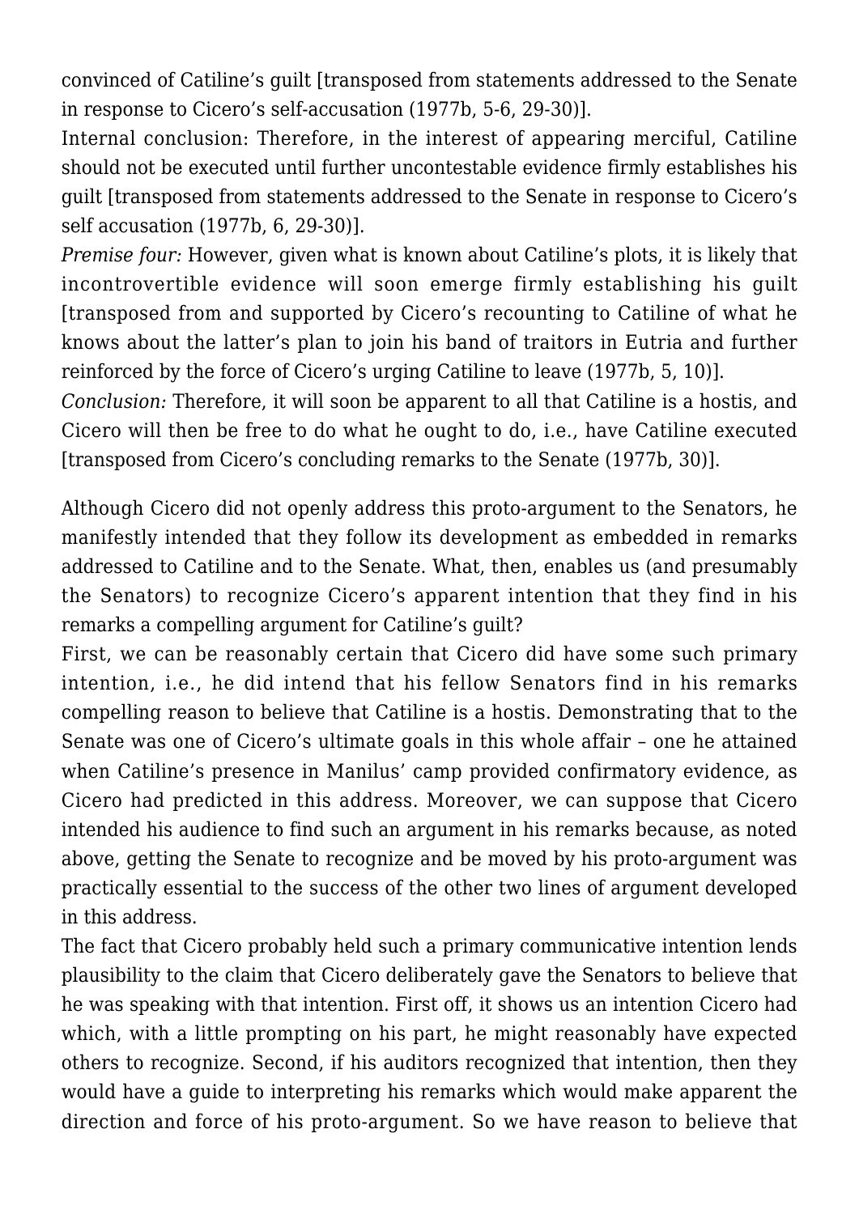convinced of Catiline's guilt [transposed from statements addressed to the Senate in response to Cicero's self-accusation (1977b, 5-6, 29-30)].

Internal conclusion: Therefore, in the interest of appearing merciful, Catiline should not be executed until further uncontestable evidence firmly establishes his guilt [transposed from statements addressed to the Senate in response to Cicero's self accusation (1977b, 6, 29-30)].

*Premise four:* However, given what is known about Catiline's plots, it is likely that incontrovertible evidence will soon emerge firmly establishing his guilt [transposed from and supported by Cicero's recounting to Catiline of what he knows about the latter's plan to join his band of traitors in Eutria and further reinforced by the force of Cicero's urging Catiline to leave (1977b, 5, 10)].

*Conclusion:* Therefore, it will soon be apparent to all that Catiline is a hostis, and Cicero will then be free to do what he ought to do, i.e., have Catiline executed [transposed from Cicero's concluding remarks to the Senate (1977b, 30)].

Although Cicero did not openly address this proto-argument to the Senators, he manifestly intended that they follow its development as embedded in remarks addressed to Catiline and to the Senate. What, then, enables us (and presumably the Senators) to recognize Cicero's apparent intention that they find in his remarks a compelling argument for Catiline's guilt?

First, we can be reasonably certain that Cicero did have some such primary intention, i.e., he did intend that his fellow Senators find in his remarks compelling reason to believe that Catiline is a hostis. Demonstrating that to the Senate was one of Cicero's ultimate goals in this whole affair – one he attained when Catiline's presence in Manilus' camp provided confirmatory evidence, as Cicero had predicted in this address. Moreover, we can suppose that Cicero intended his audience to find such an argument in his remarks because, as noted above, getting the Senate to recognize and be moved by his proto-argument was practically essential to the success of the other two lines of argument developed in this address.

The fact that Cicero probably held such a primary communicative intention lends plausibility to the claim that Cicero deliberately gave the Senators to believe that he was speaking with that intention. First off, it shows us an intention Cicero had which, with a little prompting on his part, he might reasonably have expected others to recognize. Second, if his auditors recognized that intention, then they would have a guide to interpreting his remarks which would make apparent the direction and force of his proto-argument. So we have reason to believe that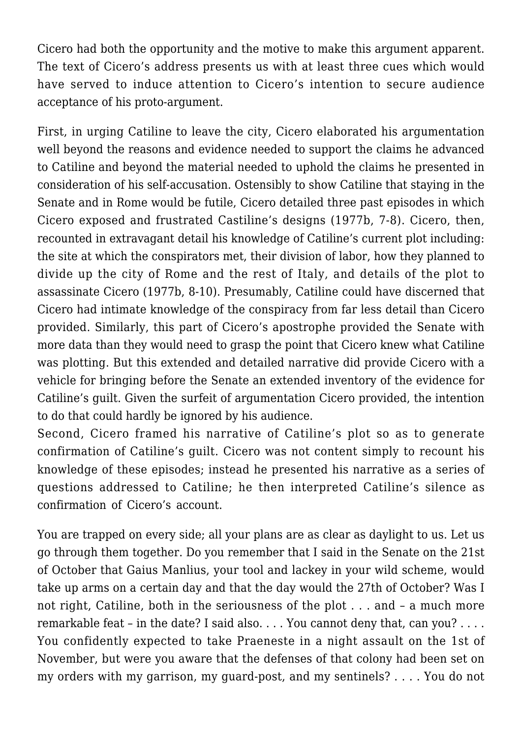Cicero had both the opportunity and the motive to make this argument apparent. The text of Cicero's address presents us with at least three cues which would have served to induce attention to Cicero's intention to secure audience acceptance of his proto-argument.

First, in urging Catiline to leave the city, Cicero elaborated his argumentation well beyond the reasons and evidence needed to support the claims he advanced to Catiline and beyond the material needed to uphold the claims he presented in consideration of his self-accusation. Ostensibly to show Catiline that staying in the Senate and in Rome would be futile, Cicero detailed three past episodes in which Cicero exposed and frustrated Castiline's designs (1977b, 7-8). Cicero, then, recounted in extravagant detail his knowledge of Catiline's current plot including: the site at which the conspirators met, their division of labor, how they planned to divide up the city of Rome and the rest of Italy, and details of the plot to assassinate Cicero (1977b, 8-10). Presumably, Catiline could have discerned that Cicero had intimate knowledge of the conspiracy from far less detail than Cicero provided. Similarly, this part of Cicero's apostrophe provided the Senate with more data than they would need to grasp the point that Cicero knew what Catiline was plotting. But this extended and detailed narrative did provide Cicero with a vehicle for bringing before the Senate an extended inventory of the evidence for Catiline's guilt. Given the surfeit of argumentation Cicero provided, the intention to do that could hardly be ignored by his audience.

Second, Cicero framed his narrative of Catiline's plot so as to generate confirmation of Catiline's guilt. Cicero was not content simply to recount his knowledge of these episodes; instead he presented his narrative as a series of questions addressed to Catiline; he then interpreted Catiline's silence as confirmation of Cicero's account.

You are trapped on every side; all your plans are as clear as daylight to us. Let us go through them together. Do you remember that I said in the Senate on the 21st of October that Gaius Manlius, your tool and lackey in your wild scheme, would take up arms on a certain day and that the day would the 27th of October? Was I not right, Catiline, both in the seriousness of the plot . . . and – a much more remarkable feat – in the date? I said also. . . . You cannot deny that, can you? . . . . You confidently expected to take Praeneste in a night assault on the 1st of November, but were you aware that the defenses of that colony had been set on my orders with my garrison, my guard-post, and my sentinels? . . . . You do not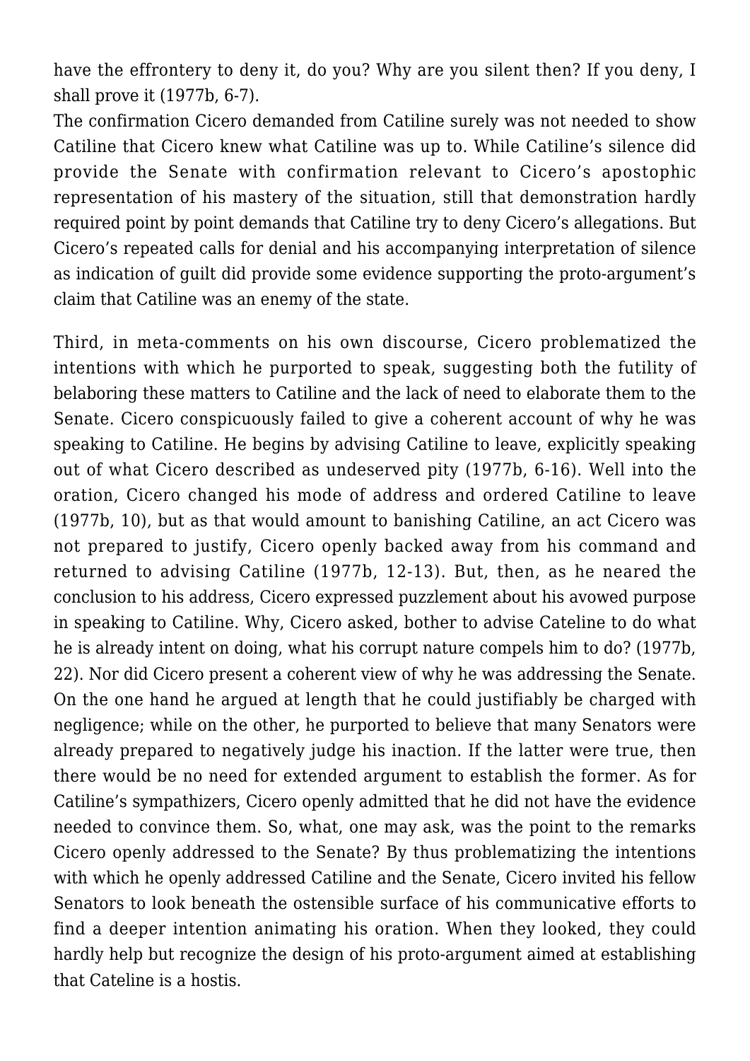have the effrontery to deny it, do you? Why are you silent then? If you deny, I shall prove it (1977b, 6-7).

The confirmation Cicero demanded from Catiline surely was not needed to show Catiline that Cicero knew what Catiline was up to. While Catiline's silence did provide the Senate with confirmation relevant to Cicero's apostophic representation of his mastery of the situation, still that demonstration hardly required point by point demands that Catiline try to deny Cicero's allegations. But Cicero's repeated calls for denial and his accompanying interpretation of silence as indication of guilt did provide some evidence supporting the proto-argument's claim that Catiline was an enemy of the state.

Third, in meta-comments on his own discourse, Cicero problematized the intentions with which he purported to speak, suggesting both the futility of belaboring these matters to Catiline and the lack of need to elaborate them to the Senate. Cicero conspicuously failed to give a coherent account of why he was speaking to Catiline. He begins by advising Catiline to leave, explicitly speaking out of what Cicero described as undeserved pity (1977b, 6-16). Well into the oration, Cicero changed his mode of address and ordered Catiline to leave (1977b, 10), but as that would amount to banishing Catiline, an act Cicero was not prepared to justify, Cicero openly backed away from his command and returned to advising Catiline (1977b, 12-13). But, then, as he neared the conclusion to his address, Cicero expressed puzzlement about his avowed purpose in speaking to Catiline. Why, Cicero asked, bother to advise Cateline to do what he is already intent on doing, what his corrupt nature compels him to do? (1977b, 22). Nor did Cicero present a coherent view of why he was addressing the Senate. On the one hand he argued at length that he could justifiably be charged with negligence; while on the other, he purported to believe that many Senators were already prepared to negatively judge his inaction. If the latter were true, then there would be no need for extended argument to establish the former. As for Catiline's sympathizers, Cicero openly admitted that he did not have the evidence needed to convince them. So, what, one may ask, was the point to the remarks Cicero openly addressed to the Senate? By thus problematizing the intentions with which he openly addressed Catiline and the Senate, Cicero invited his fellow Senators to look beneath the ostensible surface of his communicative efforts to find a deeper intention animating his oration. When they looked, they could hardly help but recognize the design of his proto-argument aimed at establishing that Cateline is a hostis.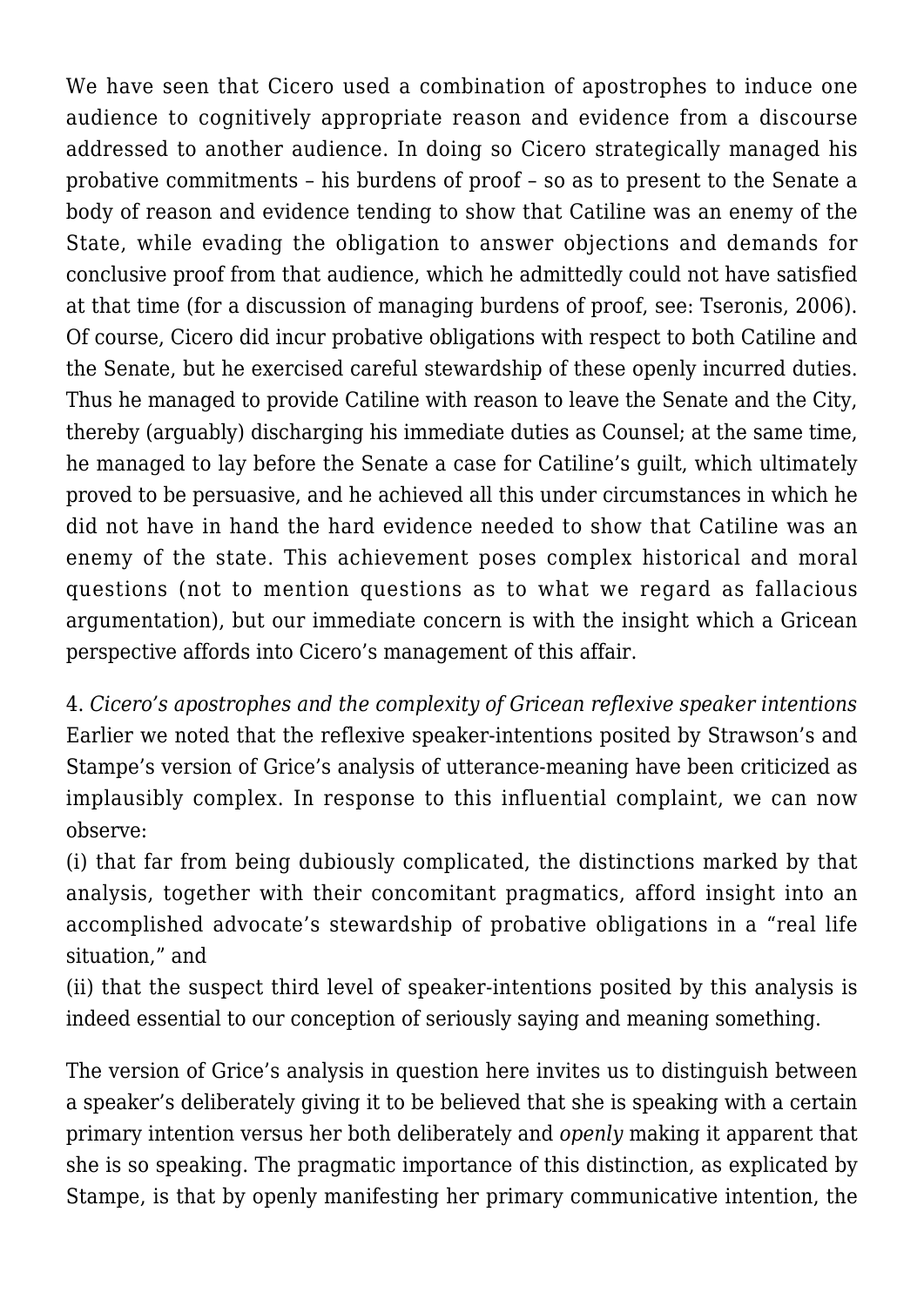We have seen that Cicero used a combination of apostrophes to induce one audience to cognitively appropriate reason and evidence from a discourse addressed to another audience. In doing so Cicero strategically managed his probative commitments – his burdens of proof – so as to present to the Senate a body of reason and evidence tending to show that Catiline was an enemy of the State, while evading the obligation to answer objections and demands for conclusive proof from that audience, which he admittedly could not have satisfied at that time (for a discussion of managing burdens of proof, see: Tseronis, 2006). Of course, Cicero did incur probative obligations with respect to both Catiline and the Senate, but he exercised careful stewardship of these openly incurred duties. Thus he managed to provide Catiline with reason to leave the Senate and the City, thereby (arguably) discharging his immediate duties as Counsel; at the same time, he managed to lay before the Senate a case for Catiline's guilt, which ultimately proved to be persuasive, and he achieved all this under circumstances in which he did not have in hand the hard evidence needed to show that Catiline was an enemy of the state. This achievement poses complex historical and moral questions (not to mention questions as to what we regard as fallacious argumentation), but our immediate concern is with the insight which a Gricean perspective affords into Cicero's management of this affair.

4. *Cicero's apostrophes and the complexity of Gricean reflexive speaker intentions*
Earlier we noted that the reflexive speaker-intentions posited by Strawson's and Stampe's version of Grice's analysis of utterance-meaning have been criticized as implausibly complex. In response to this influential complaint, we can now observe:

(i) that far from being dubiously complicated, the distinctions marked by that analysis, together with their concomitant pragmatics, afford insight into an accomplished advocate's stewardship of probative obligations in a "real life situation," and

(ii) that the suspect third level of speaker-intentions posited by this analysis is indeed essential to our conception of seriously saying and meaning something.

The version of Grice's analysis in question here invites us to distinguish between a speaker's deliberately giving it to be believed that she is speaking with a certain primary intention versus her both deliberately and *openly* making it apparent that she is so speaking. The pragmatic importance of this distinction, as explicated by Stampe, is that by openly manifesting her primary communicative intention, the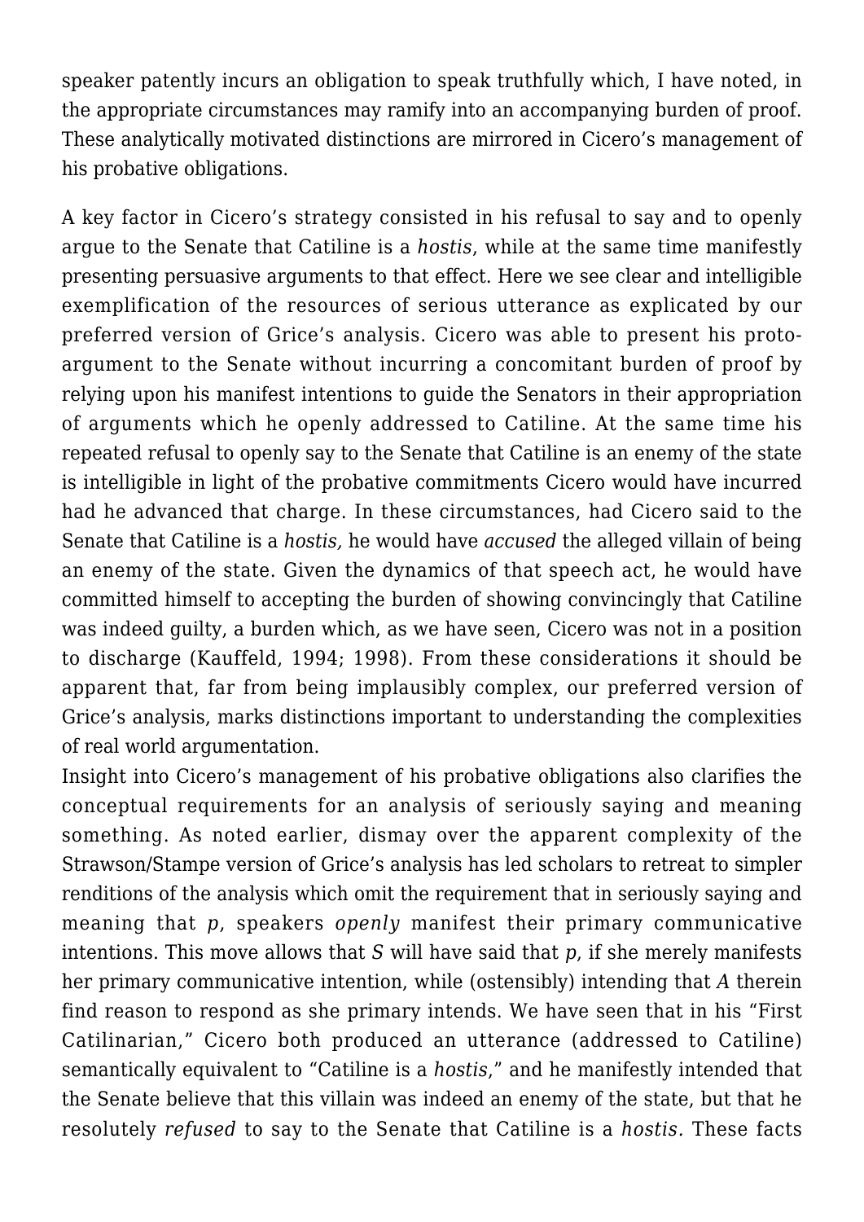speaker patently incurs an obligation to speak truthfully which, I have noted, in the appropriate circumstances may ramify into an accompanying burden of proof. These analytically motivated distinctions are mirrored in Cicero's management of his probative obligations.

A key factor in Cicero's strategy consisted in his refusal to say and to openly argue to the Senate that Catiline is a *hostis*, while at the same time manifestly presenting persuasive arguments to that effect. Here we see clear and intelligible exemplification of the resources of serious utterance as explicated by our preferred version of Grice's analysis. Cicero was able to present his proto-argument to the Senate without incurring a concomitant burden of proof by relying upon his manifest intentions to guide the Senators in their appropriation of arguments which he openly addressed to Catiline. At the same time his repeated refusal to openly say to the Senate that Catiline is an enemy of the state is intelligible in light of the probative commitments Cicero would have incurred had he advanced that charge. In these circumstances, had Cicero said to the Senate that Catiline is a *hostis,* he would have *accused* the alleged villain of being an enemy of the state. Given the dynamics of that speech act, he would have committed himself to accepting the burden of showing convincingly that Catiline was indeed guilty, a burden which, as we have seen, Cicero was not in a position to discharge (Kauffeld, 1994; 1998). From these considerations it should be apparent that, far from being implausibly complex, our preferred version of Grice's analysis, marks distinctions important to understanding the complexities of real world argumentation.

Insight into Cicero's management of his probative obligations also clarifies the conceptual requirements for an analysis of seriously saying and meaning something. As noted earlier, dismay over the apparent complexity of the Strawson/Stampe version of Grice's analysis has led scholars to retreat to simpler renditions of the analysis which omit the requirement that in seriously saying and meaning that *p*, speakers *openly* manifest their primary communicative intentions. This move allows that *S* will have said that *p*, if she merely manifests her primary communicative intention, while (ostensibly) intending that *A* therein find reason to respond as she primary intends. We have seen that in his "First Catilinarian," Cicero both produced an utterance (addressed to Catiline) semantically equivalent to "Catiline is a *hostis*," and he manifestly intended that the Senate believe that this villain was indeed an enemy of the state, but that he resolutely *refused* to say to the Senate that Catiline is a *hostis.* These facts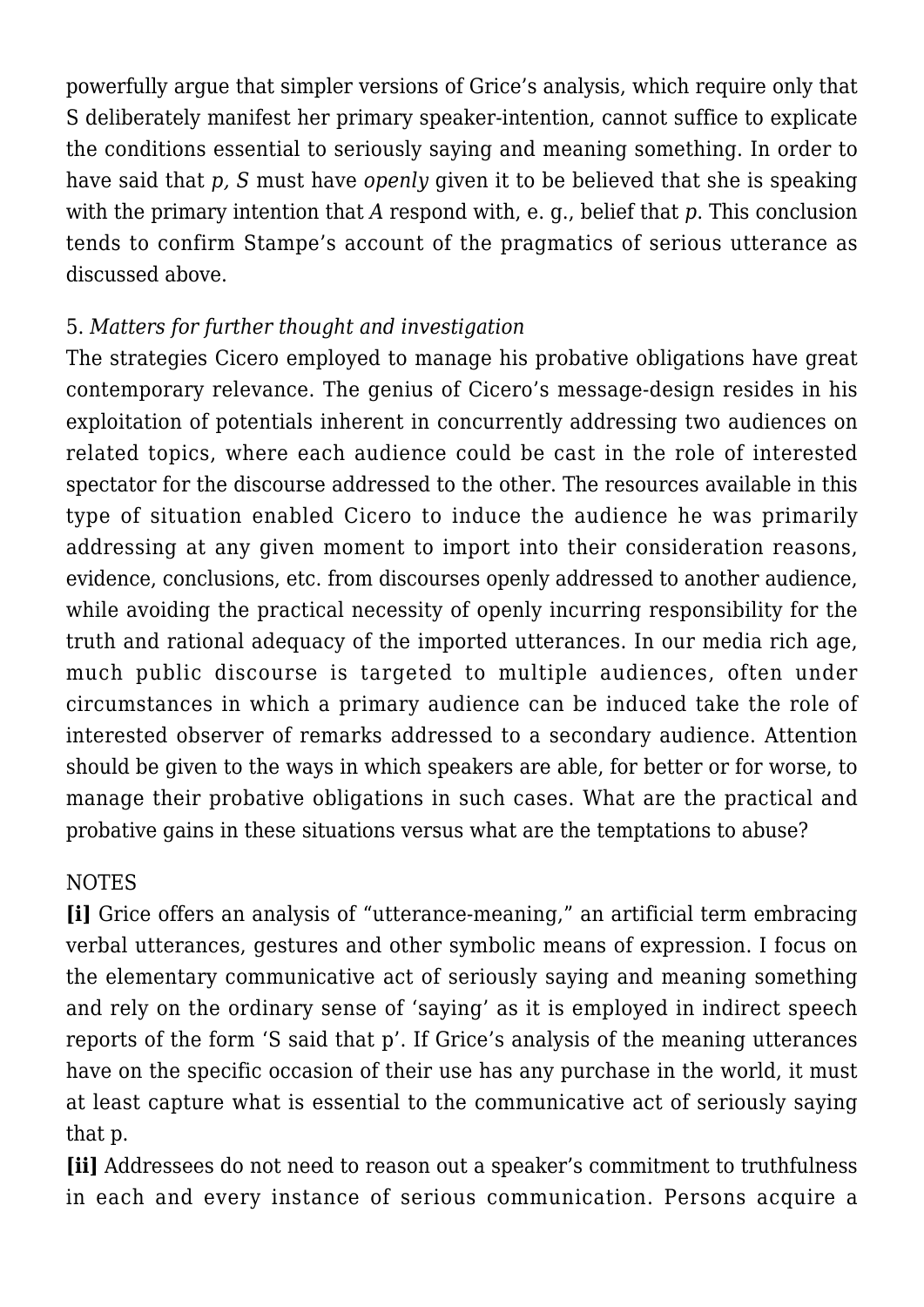powerfully argue that simpler versions of Grice's analysis, which require only that S deliberately manifest her primary speaker-intention, cannot suffice to explicate the conditions essential to seriously saying and meaning something. In order to have said that *p, S* must have *openly* given it to be believed that she is speaking with the primary intention that *A* respond with, e. g., belief that *p*. This conclusion tends to confirm Stampe's account of the pragmatics of serious utterance as discussed above.

5. *Matters for further thought and investigation*

The strategies Cicero employed to manage his probative obligations have great contemporary relevance. The genius of Cicero's message-design resides in his exploitation of potentials inherent in concurrently addressing two audiences on related topics, where each audience could be cast in the role of interested spectator for the discourse addressed to the other. The resources available in this type of situation enabled Cicero to induce the audience he was primarily addressing at any given moment to import into their consideration reasons, evidence, conclusions, etc. from discourses openly addressed to another audience, while avoiding the practical necessity of openly incurring responsibility for the truth and rational adequacy of the imported utterances. In our media rich age, much public discourse is targeted to multiple audiences, often under circumstances in which a primary audience can be induced take the role of interested observer of remarks addressed to a secondary audience. Attention should be given to the ways in which speakers are able, for better or for worse, to manage their probative obligations in such cases. What are the practical and probative gains in these situations versus what are the temptations to abuse?

NOTES

**[i]** Grice offers an analysis of "utterance-meaning," an artificial term embracing verbal utterances, gestures and other symbolic means of expression. I focus on the elementary communicative act of seriously saying and meaning something and rely on the ordinary sense of 'saying' as it is employed in indirect speech reports of the form 'S said that p'. If Grice's analysis of the meaning utterances have on the specific occasion of their use has any purchase in the world, it must at least capture what is essential to the communicative act of seriously saying that p.

**[ii]** Addressees do not need to reason out a speaker's commitment to truthfulness in each and every instance of serious communication. Persons acquire a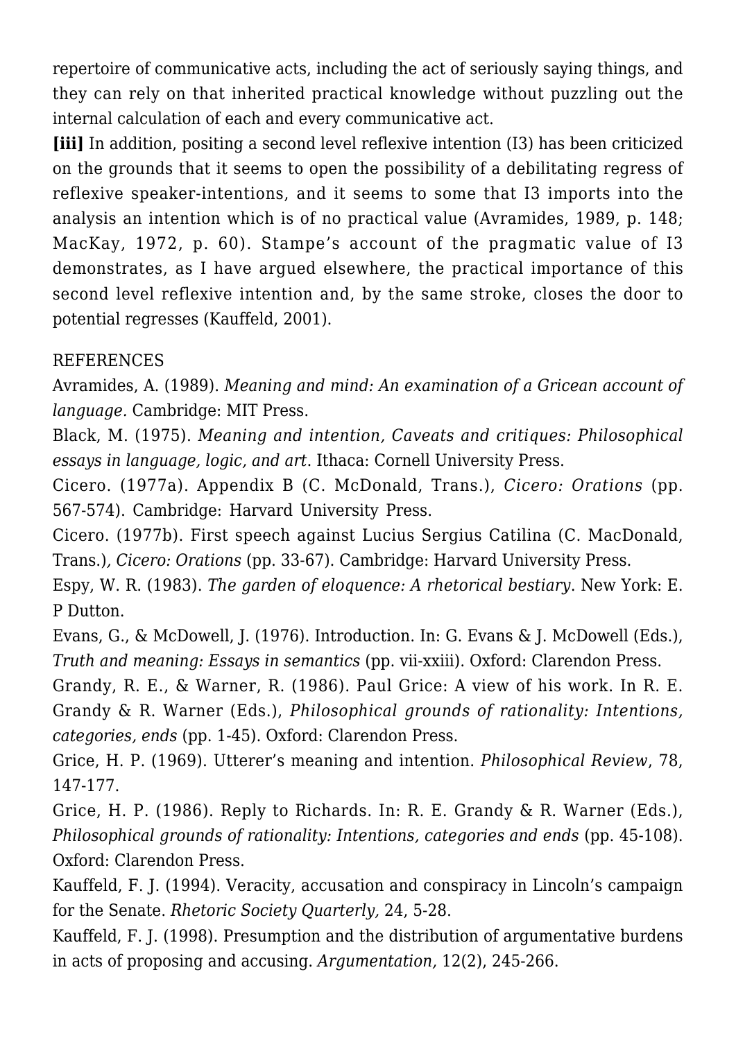repertoire of communicative acts, including the act of seriously saying things, and they can rely on that inherited practical knowledge without puzzling out the internal calculation of each and every communicative act.

**[iii]** In addition, positing a second level reflexive intention (I3) has been criticized on the grounds that it seems to open the possibility of a debilitating regress of reflexive speaker-intentions, and it seems to some that I3 imports into the analysis an intention which is of no practical value (Avramides, 1989, p. 148; MacKay, 1972, p. 60). Stampe's account of the pragmatic value of I3 demonstrates, as I have argued elsewhere, the practical importance of this second level reflexive intention and, by the same stroke, closes the door to potential regresses (Kauffeld, 2001).

REFERENCES

Avramides, A. (1989). *Meaning and mind: An examination of a Gricean account of language.* Cambridge: MIT Press.

Black, M. (1975). *Meaning and intention, Caveats and critiques: Philosophical essays in language, logic, and art*. Ithaca: Cornell University Press.

Cicero. (1977a). Appendix B (C. McDonald, Trans.), *Cicero: Orations* (pp. 567-574). Cambridge: Harvard University Press.

Cicero. (1977b). First speech against Lucius Sergius Catilina (C. MacDonald, Trans.)*, Cicero: Orations* (pp. 33-67). Cambridge: Harvard University Press.

Espy, W. R. (1983). *The garden of eloquence: A rhetorical bestiary*. New York: E. P Dutton.

Evans, G., & McDowell, J. (1976). Introduction. In: G. Evans & J. McDowell (Eds.), *Truth and meaning: Essays in semantics* (pp. vii-xxiii). Oxford: Clarendon Press.

Grandy, R. E., & Warner, R. (1986). Paul Grice: A view of his work. In R. E. Grandy & R. Warner (Eds.), *Philosophical grounds of rationality: Intentions, categories, ends* (pp. 1-45). Oxford: Clarendon Press.

Grice, H. P. (1969). Utterer's meaning and intention. *Philosophical Review*, 78, 147-177.

Grice, H. P. (1986). Reply to Richards. In: R. E. Grandy & R. Warner (Eds.), *Philosophical grounds of rationality: Intentions, categories and ends* (pp. 45-108). Oxford: Clarendon Press.

Kauffeld, F. J. (1994). Veracity, accusation and conspiracy in Lincoln's campaign for the Senate. *Rhetoric Society Quarterly,* 24, 5-28.

Kauffeld, F. J. (1998). Presumption and the distribution of argumentative burdens in acts of proposing and accusing. *Argumentation,* 12(2), 245-266.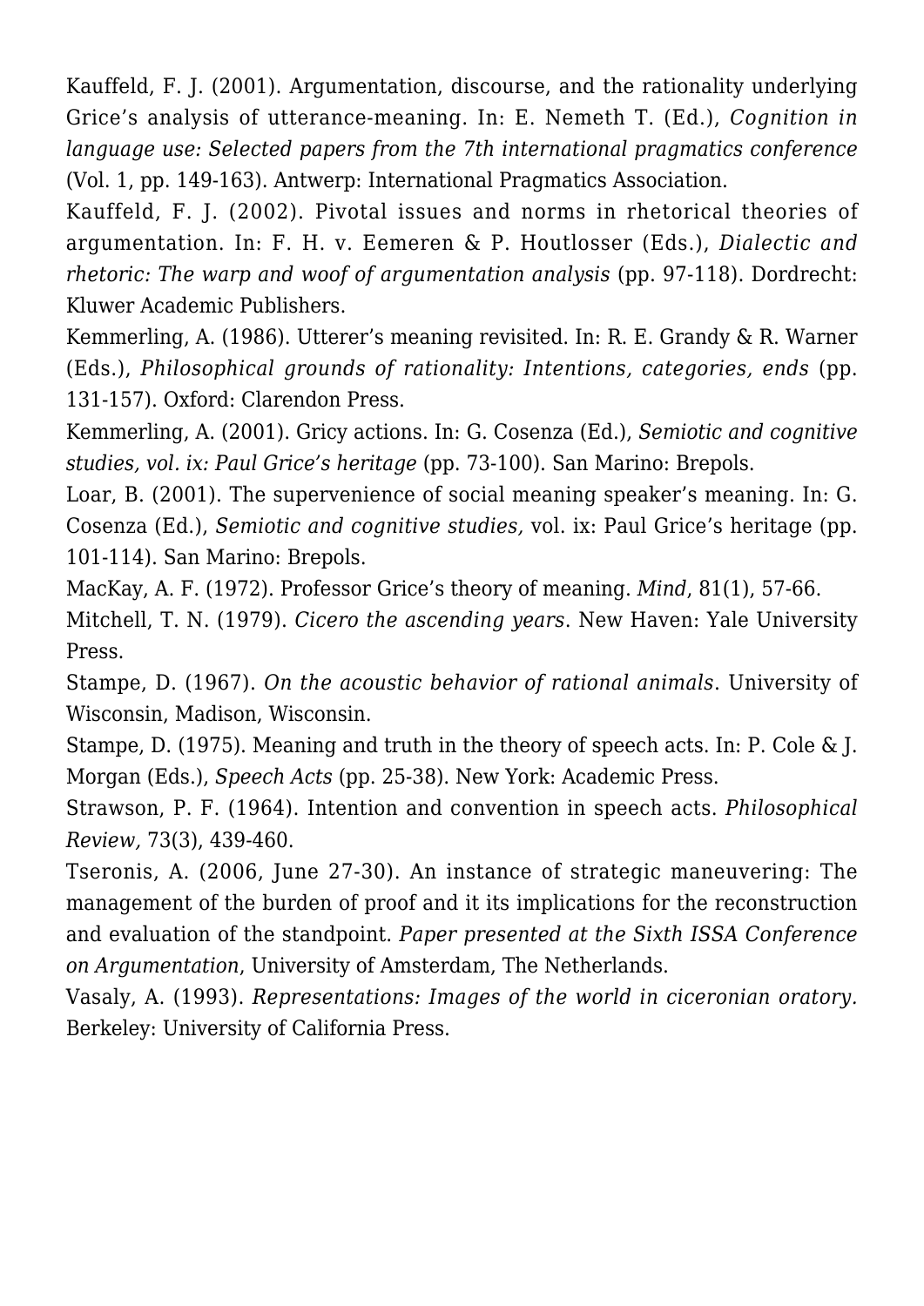Kauffeld, F. J. (2001). Argumentation, discourse, and the rationality underlying Grice's analysis of utterance-meaning. In: E. Nemeth T. (Ed.), *Cognition in language use: Selected papers from the 7th international pragmatics conference* (Vol. 1, pp. 149-163). Antwerp: International Pragmatics Association.

Kauffeld, F. J. (2002). Pivotal issues and norms in rhetorical theories of argumentation. In: F. H. v. Eemeren & P. Houtlosser (Eds.), *Dialectic and rhetoric: The warp and woof of argumentation analysis* (pp. 97-118). Dordrecht: Kluwer Academic Publishers.

Kemmerling, A. (1986). Utterer's meaning revisited. In: R. E. Grandy & R. Warner (Eds.), *Philosophical grounds of rationality: Intentions, categories, ends* (pp. 131-157). Oxford: Clarendon Press.

Kemmerling, A. (2001). Gricy actions. In: G. Cosenza (Ed.), *Semiotic and cognitive studies, vol. ix: Paul Grice's heritage* (pp. 73-100). San Marino: Brepols.

Loar, B. (2001). The supervenience of social meaning speaker's meaning. In: G. Cosenza (Ed.), *Semiotic and cognitive studies,* vol. ix: Paul Grice's heritage (pp. 101-114). San Marino: Brepols.

MacKay, A. F. (1972). Professor Grice's theory of meaning. *Mind*, 81(1), 57-66.

Mitchell, T. N. (1979). *Cicero the ascending years*. New Haven: Yale University Press.

Stampe, D. (1967). *On the acoustic behavior of rational animals*. University of Wisconsin, Madison, Wisconsin.

Stampe, D. (1975). Meaning and truth in the theory of speech acts. In: P. Cole & J. Morgan (Eds.), *Speech Acts* (pp. 25-38). New York: Academic Press.

Strawson, P. F. (1964). Intention and convention in speech acts. *Philosophical Review,* 73(3), 439-460.

Tseronis, A. (2006, June 27-30). An instance of strategic maneuvering: The management of the burden of proof and it its implications for the reconstruction and evaluation of the standpoint. *Paper presented at the Sixth ISSA Conference on Argumentation*, University of Amsterdam, The Netherlands.

Vasaly, A. (1993). *Representations: Images of the world in ciceronian oratory.* Berkeley: University of California Press.